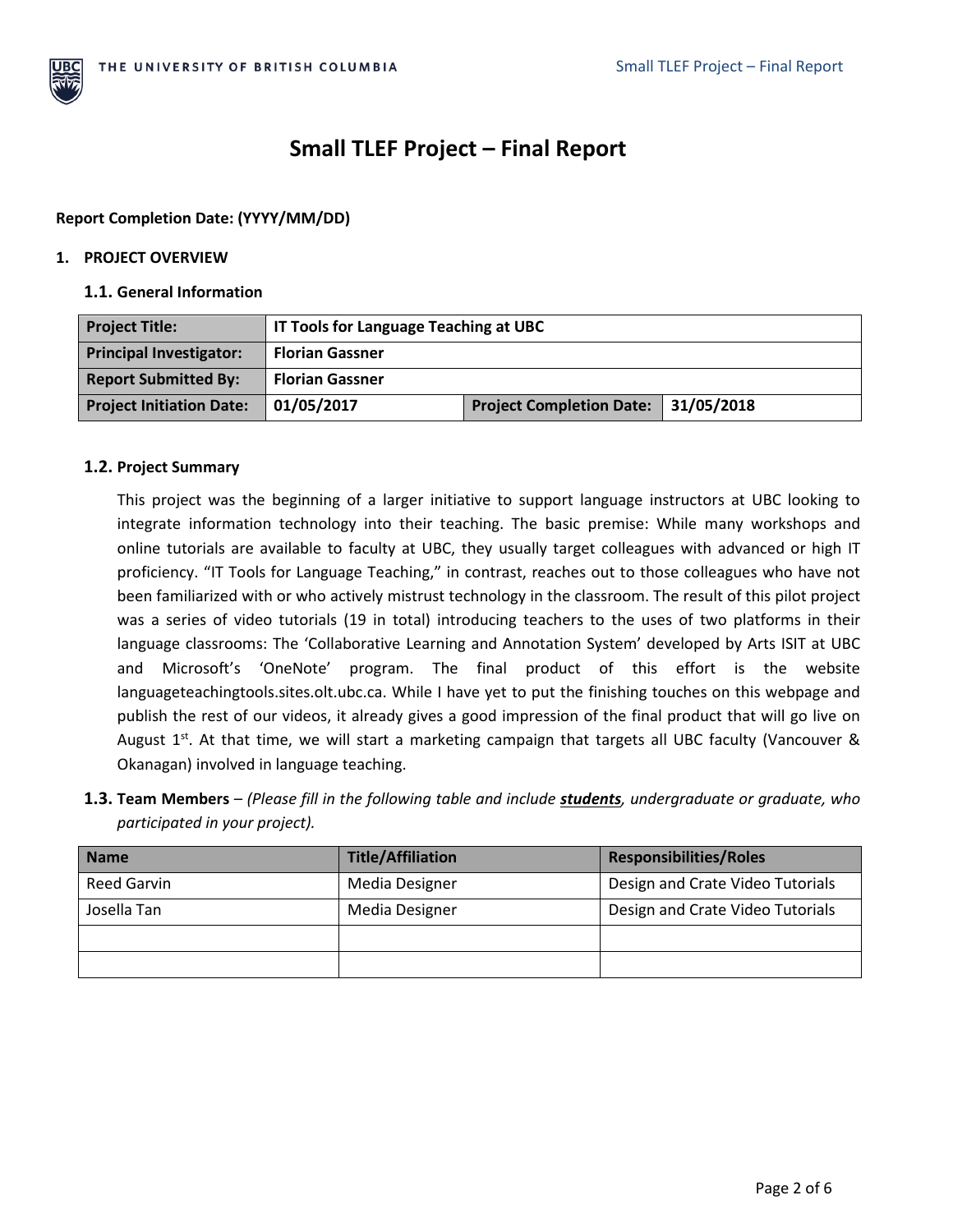# Small TLEF Project – Final Report

**Report Completion Date: (YYYY/MM/DD)**

## 1. PROJECT OVERVIEW

### 1.1. General Information

| **Project Title:** | **IT Tools for Language Teaching at UBC** | | |
|---|---|---|---|
| **Principal Investigator:** | **Florian Gassner** | | |
| **Report Submitted By:** | **Florian Gassner** | | |
| **Project Initiation Date:** | **01/05/2017** | **Project Completion Date:** | **31/05/2018** |

### 1.2. Project Summary

This project was the beginning of a larger initiative to support language instructors at UBC looking to integrate information technology into their teaching. The basic premise: While many workshops and online tutorials are available to faculty at UBC, they usually target colleagues with advanced or high IT proficiency. "IT Tools for Language Teaching," in contrast, reaches out to those colleagues who have not been familiarized with or who actively mistrust technology in the classroom. The result of this pilot project was a series of video tutorials (19 in total) introducing teachers to the uses of two platforms in their language classrooms: The 'Collaborative Learning and Annotation System' developed by Arts ISIT at UBC and Microsoft's 'OneNote' program. The final product of this effort is the website languageteachingtools.sites.olt.ubc.ca. While I have yet to put the finishing touches on this webpage and publish the rest of our videos, it already gives a good impression of the final product that will go live on August 1st. At that time, we will start a marketing campaign that targets all UBC faculty (Vancouver & Okanagan) involved in language teaching.

### 1.3. Team Members

– *(Please fill in the following table and include **students**, undergraduate or graduate, who participated in your project).*

| Name | Title/Affiliation | Responsibilities/Roles |
|---|---|---|
| Reed Garvin | Media Designer | Design and Crate Video Tutorials |
| Josella Tan | Media Designer | Design and Crate Video Tutorials |
| | | |
| | | |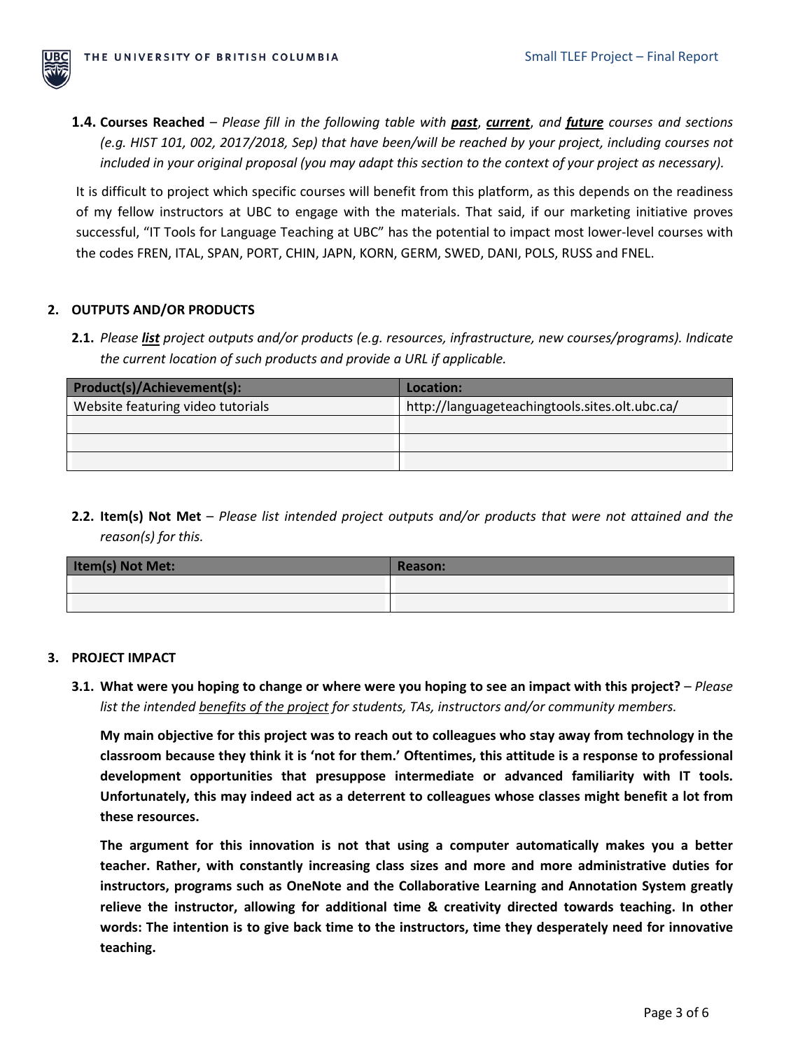**1.4. Courses Reached** – *Please fill in the following table with* ***past***, ***current***, *and* ***future*** *courses and sections (e.g. HIST 101, 002, 2017/2018, Sep) that have been/will be reached by your project, including courses not included in your original proposal (you may adapt this section to the context of your project as necessary).*

It is difficult to project which specific courses will benefit from this platform, as this depends on the readiness of my fellow instructors at UBC to engage with the materials. That said, if our marketing initiative proves successful, "IT Tools for Language Teaching at UBC" has the potential to impact most lower-level courses with the codes FREN, ITAL, SPAN, PORT, CHIN, JAPN, KORN, GERM, SWED, DANI, POLS, RUSS and FNEL.

## 2. OUTPUTS AND/OR PRODUCTS

**2.1.** *Please* ***list*** *project outputs and/or products (e.g. resources, infrastructure, new courses/programs). Indicate the current location of such products and provide a URL if applicable.*

| Product(s)/Achievement(s): | Location: |
|---|---|
| Website featuring video tutorials | http://languageteachingtools.sites.olt.ubc.ca/ |
| | |
| | |
| | |

**2.2. Item(s) Not Met** – *Please list intended project outputs and/or products that were not attained and the reason(s) for this.*

| Item(s) Not Met: | Reason: |
|---|---|
| | |
| | |

## 3. PROJECT IMPACT

**3.1. What were you hoping to change or where were you hoping to see an impact with this project?** – *Please list the intended benefits of the project for students, TAs, instructors and/or community members.*

**My main objective for this project was to reach out to colleagues who stay away from technology in the classroom because they think it is 'not for them.' Oftentimes, this attitude is a response to professional development opportunities that presuppose intermediate or advanced familiarity with IT tools. Unfortunately, this may indeed act as a deterrent to colleagues whose classes might benefit a lot from these resources.**

**The argument for this innovation is not that using a computer automatically makes you a better teacher. Rather, with constantly increasing class sizes and more and more administrative duties for instructors, programs such as OneNote and the Collaborative Learning and Annotation System greatly relieve the instructor, allowing for additional time & creativity directed towards teaching. In other words: The intention is to give back time to the instructors, time they desperately need for innovative teaching.**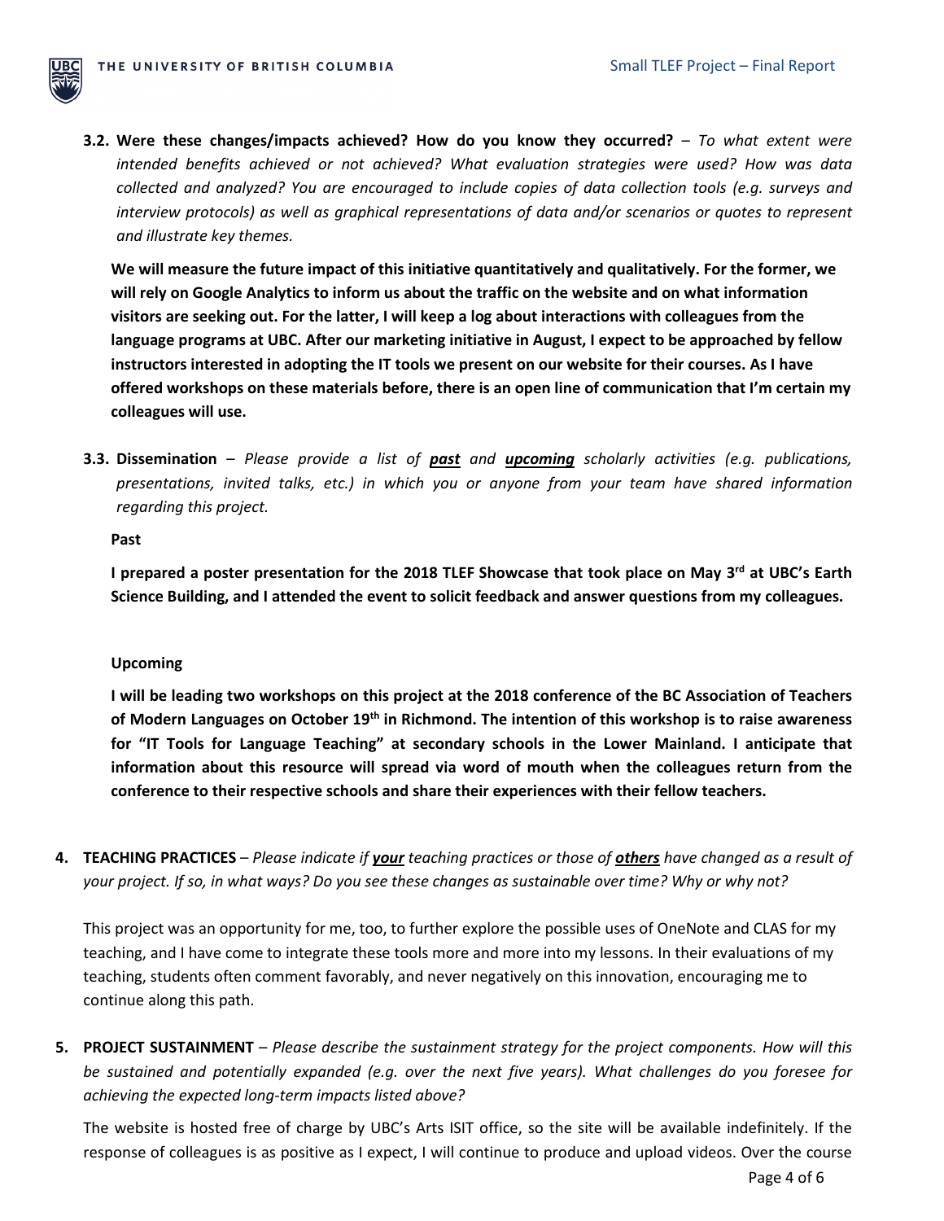**3.2. Were these changes/impacts achieved? How do you know they occurred?** – *To what extent were intended benefits achieved or not achieved? What evaluation strategies were used? How was data collected and analyzed? You are encouraged to include copies of data collection tools (e.g. surveys and interview protocols) as well as graphical representations of data and/or scenarios or quotes to represent and illustrate key themes.*

**We will measure the future impact of this initiative quantitatively and qualitatively. For the former, we will rely on Google Analytics to inform us about the traffic on the website and on what information visitors are seeking out. For the latter, I will keep a log about interactions with colleagues from the language programs at UBC. After our marketing initiative in August, I expect to be approached by fellow instructors interested in adopting the IT tools we present on our website for their courses. As I have offered workshops on these materials before, there is an open line of communication that I'm certain my colleagues will use.**

**3.3. Dissemination** – *Please provide a list of **past** and **upcoming** scholarly activities (e.g. publications, presentations, invited talks, etc.) in which you or anyone from your team have shared information regarding this project.*

**Past**

**I prepared a poster presentation for the 2018 TLEF Showcase that took place on May 3rd at UBC's Earth Science Building, and I attended the event to solicit feedback and answer questions from my colleagues.**

**Upcoming**

**I will be leading two workshops on this project at the 2018 conference of the BC Association of Teachers of Modern Languages on October 19th in Richmond. The intention of this workshop is to raise awareness for "IT Tools for Language Teaching" at secondary schools in the Lower Mainland. I anticipate that information about this resource will spread via word of mouth when the colleagues return from the conference to their respective schools and share their experiences with their fellow teachers.**

**4. TEACHING PRACTICES** – *Please indicate if **your** teaching practices or those of **others** have changed as a result of your project. If so, in what ways? Do you see these changes as sustainable over time? Why or why not?*

This project was an opportunity for me, too, to further explore the possible uses of OneNote and CLAS for my teaching, and I have come to integrate these tools more and more into my lessons. In their evaluations of my teaching, students often comment favorably, and never negatively on this innovation, encouraging me to continue along this path.

**5. PROJECT SUSTAINMENT** – *Please describe the sustainment strategy for the project components. How will this be sustained and potentially expanded (e.g. over the next five years). What challenges do you foresee for achieving the expected long-term impacts listed above?*

The website is hosted free of charge by UBC's Arts ISIT office, so the site will be available indefinitely. If the response of colleagues is as positive as I expect, I will continue to produce and upload videos. Over the course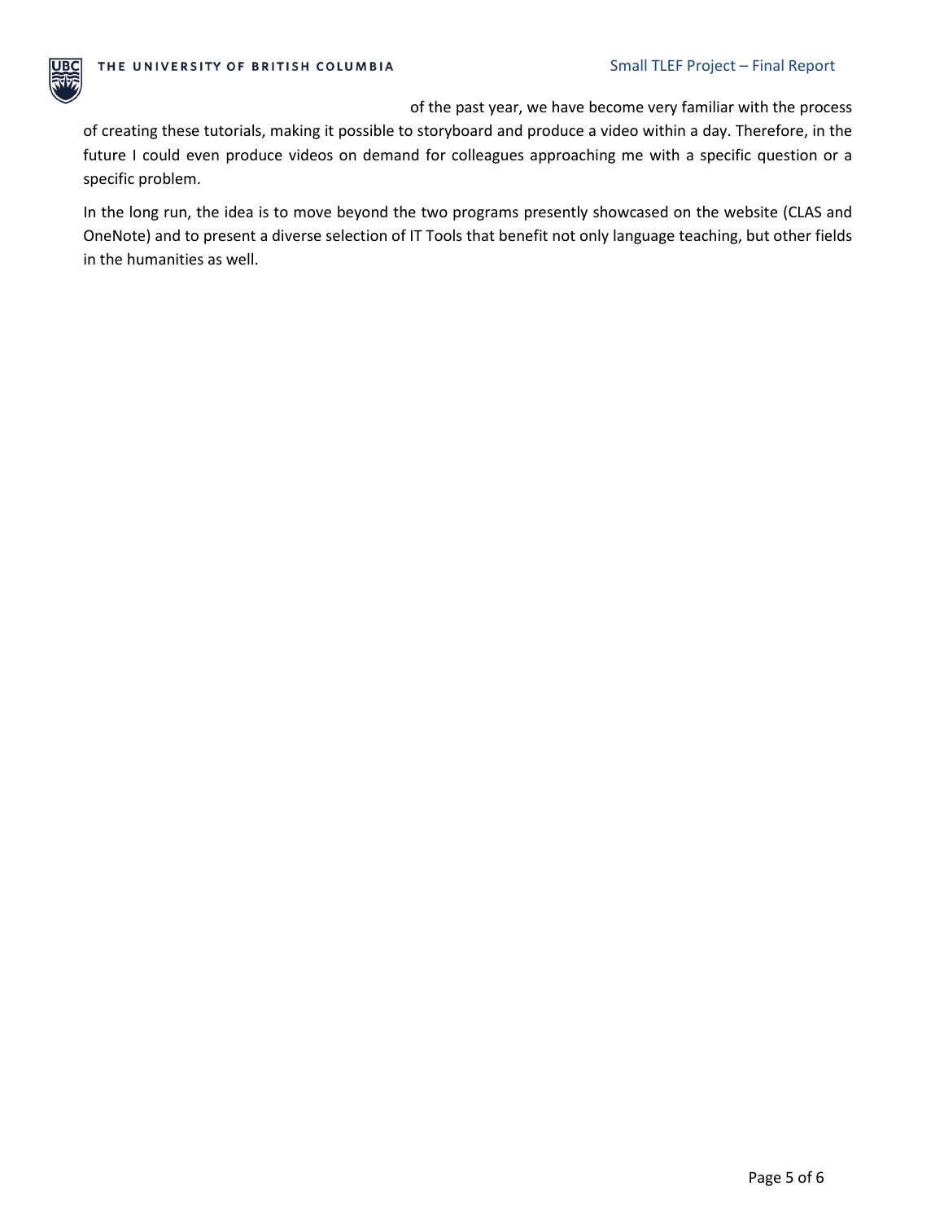of the past year, we have become very familiar with the process of creating these tutorials, making it possible to storyboard and produce a video within a day. Therefore, in the future I could even produce videos on demand for colleagues approaching me with a specific question or a specific problem.

In the long run, the idea is to move beyond the two programs presently showcased on the website (CLAS and OneNote) and to present a diverse selection of IT Tools that benefit not only language teaching, but other fields in the humanities as well.